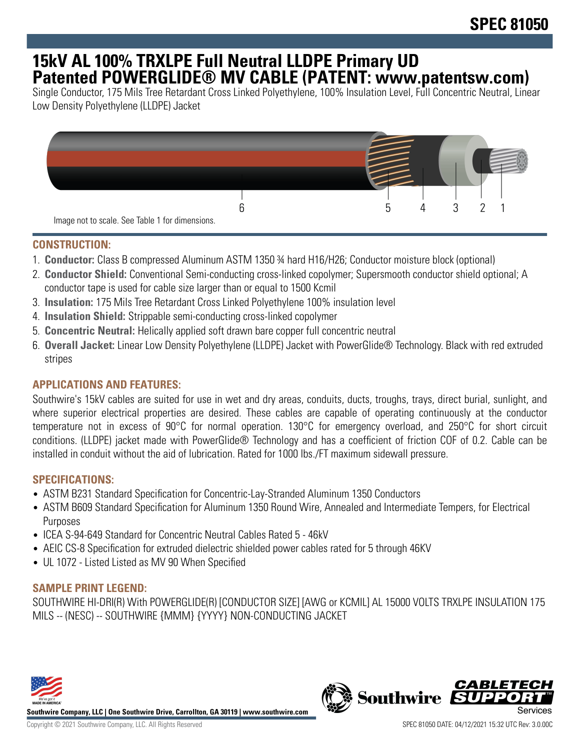# SPEC 81050

# 15kV AL 100% TRXLPE Full Neutral LLDPE Primary UD Patented POWERGLIDE® MV CABLE (PATENT: www.patentsw.com)

Single Conductor, 175 Mils Tree Retardant Cross Linked Polyethylene, 100% Insulation Level, Full Concentric Neutral, Linear Low Density Polyethylene (LLDPE) Jacket

6 5 4 3 2 1

Image not to scale. See Table 1 for dimensions.

## CONSTRUCTION:

1. **Conductor:** Class B compressed Aluminum ASTM 1350 ¾ hard H16/H26; Conductor moisture block (optional)
2. **Conductor Shield:** Conventional Semi-conducting cross-linked copolymer; Supersmooth conductor shield optional; A conductor tape is used for cable size larger than or equal to 1500 Kcmil
3. **Insulation:** 175 Mils Tree Retardant Cross Linked Polyethylene 100% insulation level
4. **Insulation Shield:** Strippable semi-conducting cross-linked copolymer
5. **Concentric Neutral:** Helically applied soft drawn bare copper full concentric neutral
6. **Overall Jacket:** Linear Low Density Polyethylene (LLDPE) Jacket with PowerGlide® Technology. Black with red extruded stripes

## APPLICATIONS AND FEATURES:

Southwire's 15kV cables are suited for use in wet and dry areas, conduits, ducts, troughs, trays, direct burial, sunlight, and where superior electrical properties are desired. These cables are capable of operating continuously at the conductor temperature not in excess of 90°C for normal operation. 130°C for emergency overload, and 250°C for short circuit conditions. (LLDPE) jacket made with PowerGlide® Technology and has a coefficient of friction COF of 0.2. Cable can be installed in conduit without the aid of lubrication. Rated for 1000 lbs./FT maximum sidewall pressure.

## SPECIFICATIONS:

- ASTM B231 Standard Specification for Concentric-Lay-Stranded Aluminum 1350 Conductors
- ASTM B609 Standard Specification for Aluminum 1350 Round Wire, Annealed and Intermediate Tempers, for Electrical Purposes
- ICEA S-94-649 Standard for Concentric Neutral Cables Rated 5 - 46kV
- AEIC CS-8 Specification for extruded dielectric shielded power cables rated for 5 through 46KV
- UL 1072 - Listed Listed as MV 90 When Specified

## SAMPLE PRINT LEGEND:

SOUTHWIRE HI-DRI(R) With POWERGLIDE(R) [CONDUCTOR SIZE] [AWG or KCMIL] AL 15000 VOLTS TRXLPE INSULATION 175 MILS -- (NESC) -- SOUTHWIRE {MMM} {YYYY} NON-CONDUCTING JACKET

**Southwire Company, LLC | One Southwire Drive, Carrollton, GA 30119 | www.southwire.com**

Copyright © 2021 Southwire Company, LLC. All Rights Reserved

SPEC 81050 DATE: 04/12/2021 15:32 UTC Rev: 3.0.00C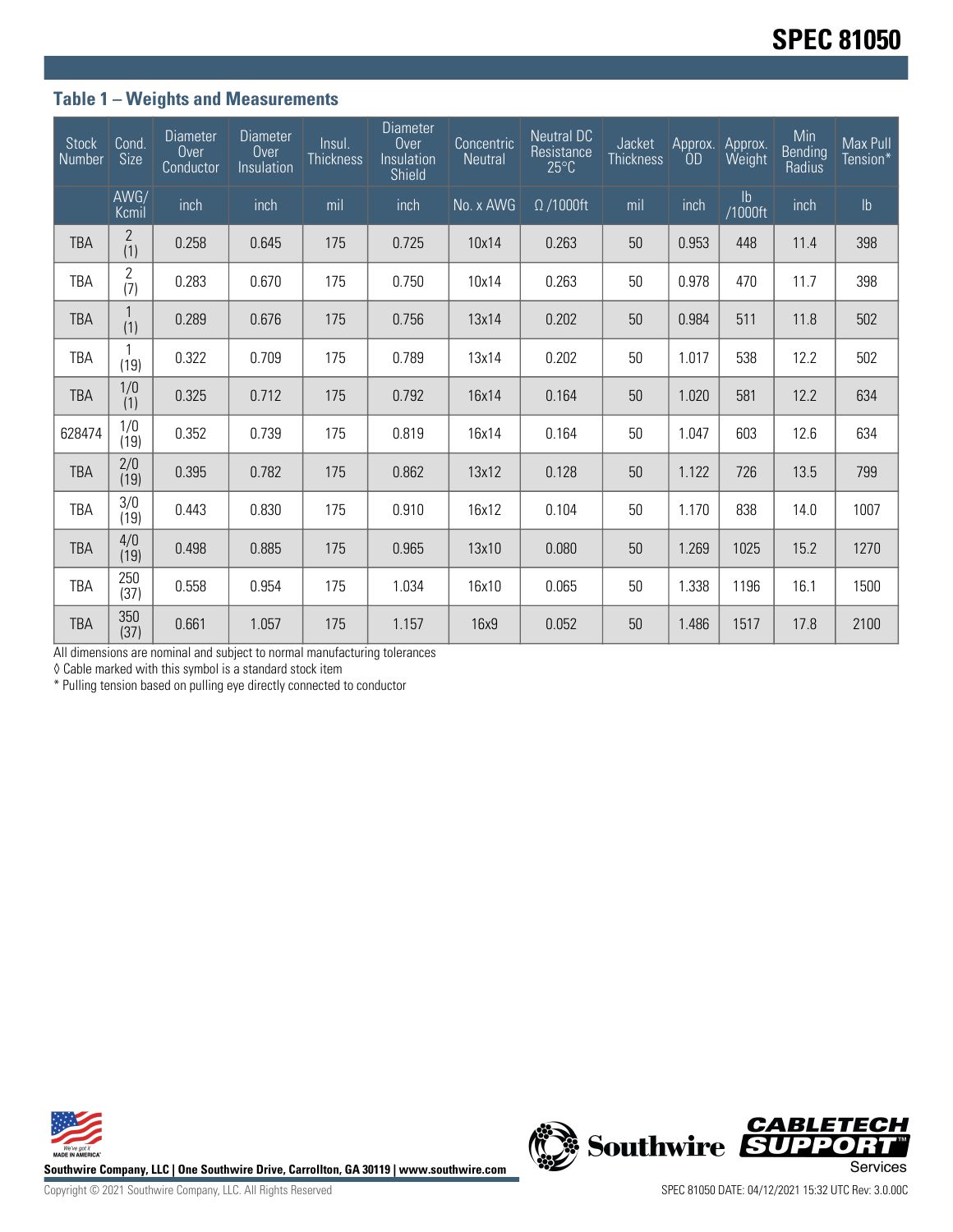### Table 1 – Weights and Measurements

| Stock Number | Cond. Size | Diameter Over Conductor | Diameter Over Insulation | Insul. Thickness | Diameter Over Insulation Shield | Concentric Neutral | Neutral DC Resistance 25°C | Jacket Thickness | Approx. OD | Approx. Weight | Min Bending Radius | Max Pull Tension* |
|---|---|---|---|---|---|---|---|---|---|---|---|---|
| | AWG/ Kcmil | inch | inch | mil | inch | No. x AWG | Ω /1000ft | mil | inch | lb /1000ft | inch | lb |
| TBA | 2 (1) | 0.258 | 0.645 | 175 | 0.725 | 10x14 | 0.263 | 50 | 0.953 | 448 | 11.4 | 398 |
| TBA | 2 (7) | 0.283 | 0.670 | 175 | 0.750 | 10x14 | 0.263 | 50 | 0.978 | 470 | 11.7 | 398 |
| TBA | 1 (1) | 0.289 | 0.676 | 175 | 0.756 | 13x14 | 0.202 | 50 | 0.984 | 511 | 11.8 | 502 |
| TBA | 1 (19) | 0.322 | 0.709 | 175 | 0.789 | 13x14 | 0.202 | 50 | 1.017 | 538 | 12.2 | 502 |
| TBA | 1/0 (1) | 0.325 | 0.712 | 175 | 0.792 | 16x14 | 0.164 | 50 | 1.020 | 581 | 12.2 | 634 |
| 628474 | 1/0 (19) | 0.352 | 0.739 | 175 | 0.819 | 16x14 | 0.164 | 50 | 1.047 | 603 | 12.6 | 634 |
| TBA | 2/0 (19) | 0.395 | 0.782 | 175 | 0.862 | 13x12 | 0.128 | 50 | 1.122 | 726 | 13.5 | 799 |
| TBA | 3/0 (19) | 0.443 | 0.830 | 175 | 0.910 | 16x12 | 0.104 | 50 | 1.170 | 838 | 14.0 | 1007 |
| TBA | 4/0 (19) | 0.498 | 0.885 | 175 | 0.965 | 13x10 | 0.080 | 50 | 1.269 | 1025 | 15.2 | 1270 |
| TBA | 250 (37) | 0.558 | 0.954 | 175 | 1.034 | 16x10 | 0.065 | 50 | 1.338 | 1196 | 16.1 | 1500 |
| TBA | 350 (37) | 0.661 | 1.057 | 175 | 1.157 | 16x9 | 0.052 | 50 | 1.486 | 1517 | 17.8 | 2100 |

All dimensions are nominal and subject to normal manufacturing tolerances

◊ Cable marked with this symbol is a standard stock item

* Pulling tension based on pulling eye directly connected to conductor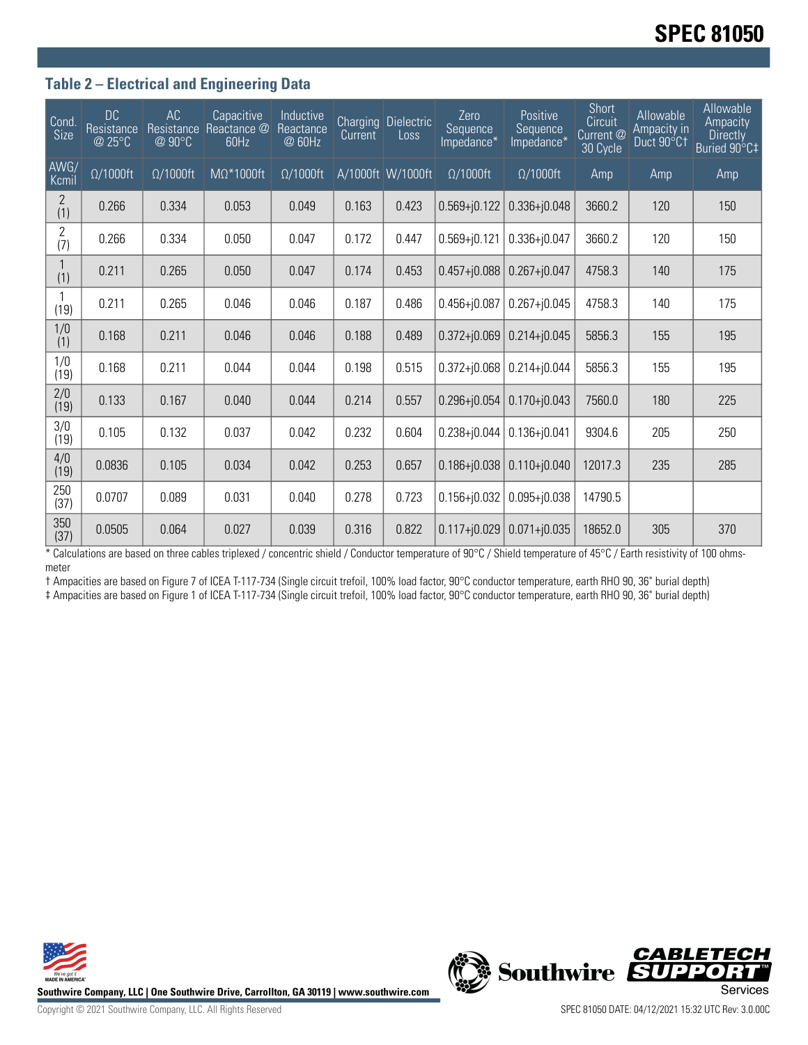## Table 2 – Electrical and Engineering Data

| Cond. Size | DC Resistance @ 25°C | AC Resistance @ 90°C | Capacitive Reactance @ 60Hz | Inductive Reactance @ 60Hz | Charging Current | Dielectric Loss | Zero Sequence Impedance* | Positive Sequence Impedance* | Short Circuit Current @ 30 Cycle | Allowable Ampacity in Duct 90°C† | Allowable Ampacity Directly Buried 90°C‡ |
|---|---|---|---|---|---|---|---|---|---|---|---|
| AWG/ Kcmil | Ω/1000ft | Ω/1000ft | MΩ*1000ft | Ω/1000ft | A/1000ft | W/1000ft | Ω/1000ft | Ω/1000ft | Amp | Amp | Amp |
| 2 (1) | 0.266 | 0.334 | 0.053 | 0.049 | 0.163 | 0.423 | 0.569+j0.122 | 0.336+j0.048 | 3660.2 | 120 | 150 |
| 2 (7) | 0.266 | 0.334 | 0.050 | 0.047 | 0.172 | 0.447 | 0.569+j0.121 | 0.336+j0.047 | 3660.2 | 120 | 150 |
| 1 (1) | 0.211 | 0.265 | 0.050 | 0.047 | 0.174 | 0.453 | 0.457+j0.088 | 0.267+j0.047 | 4758.3 | 140 | 175 |
| 1 (19) | 0.211 | 0.265 | 0.046 | 0.046 | 0.187 | 0.486 | 0.456+j0.087 | 0.267+j0.045 | 4758.3 | 140 | 175 |
| 1/0 (1) | 0.168 | 0.211 | 0.046 | 0.046 | 0.188 | 0.489 | 0.372+j0.069 | 0.214+j0.045 | 5856.3 | 155 | 195 |
| 1/0 (19) | 0.168 | 0.211 | 0.044 | 0.044 | 0.198 | 0.515 | 0.372+j0.068 | 0.214+j0.044 | 5856.3 | 155 | 195 |
| 2/0 (19) | 0.133 | 0.167 | 0.040 | 0.044 | 0.214 | 0.557 | 0.296+j0.054 | 0.170+j0.043 | 7560.0 | 180 | 225 |
| 3/0 (19) | 0.105 | 0.132 | 0.037 | 0.042 | 0.232 | 0.604 | 0.238+j0.044 | 0.136+j0.041 | 9304.6 | 205 | 250 |
| 4/0 (19) | 0.0836 | 0.105 | 0.034 | 0.042 | 0.253 | 0.657 | 0.186+j0.038 | 0.110+j0.040 | 12017.3 | 235 | 285 |
| 250 (37) | 0.0707 | 0.089 | 0.031 | 0.040 | 0.278 | 0.723 | 0.156+j0.032 | 0.095+j0.038 | 14790.5 | | |
| 350 (37) | 0.0505 | 0.064 | 0.027 | 0.039 | 0.316 | 0.822 | 0.117+j0.029 | 0.071+j0.035 | 18652.0 | 305 | 370 |

* Calculations are based on three cables triplexed / concentric shield / Conductor temperature of 90°C / Shield temperature of 45°C / Earth resistivity of 100 ohms-meter

† Ampacities are based on Figure 7 of ICEA T-117-734 (Single circuit trefoil, 100% load factor, 90°C conductor temperature, earth RHO 90, 36" burial depth)

‡ Ampacities are based on Figure 1 of ICEA T-117-734 (Single circuit trefoil, 100% load factor, 90°C conductor temperature, earth RHO 90, 36" burial depth)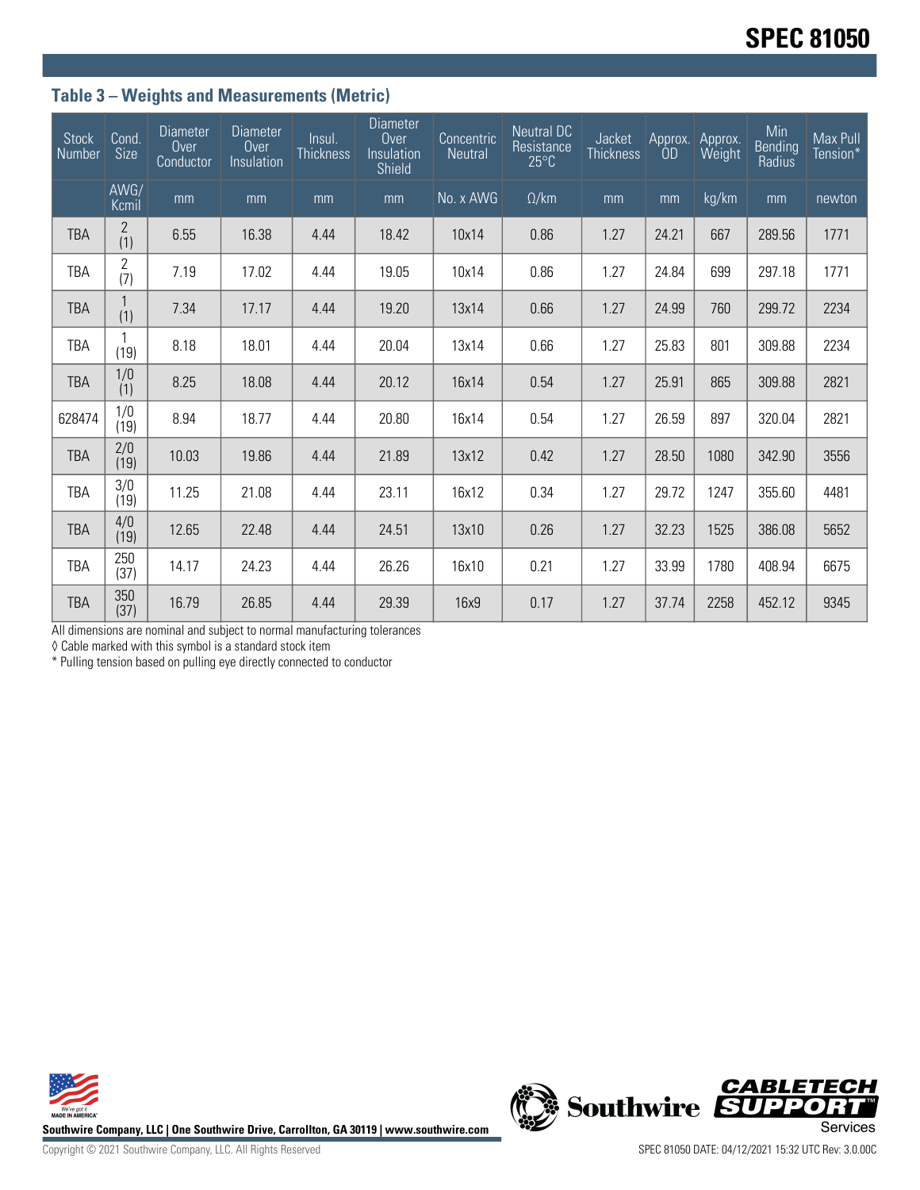### Table 3 – Weights and Measurements (Metric)

| Stock Number | Cond. Size | Diameter Over Conductor | Diameter Over Insulation | Insul. Thickness | Diameter Over Insulation Shield | Concentric Neutral | Neutral DC Resistance 25°C | Jacket Thickness | Approx. OD | Approx. Weight | Min Bending Radius | Max Pull Tension* |
|---|---|---|---|---|---|---|---|---|---|---|---|---|
| | AWG/ Kcmil | mm | mm | mm | mm | No. x AWG | Ω/km | mm | mm | kg/km | mm | newton |
| TBA | 2 (1) | 6.55 | 16.38 | 4.44 | 18.42 | 10x14 | 0.86 | 1.27 | 24.21 | 667 | 289.56 | 1771 |
| TBA | 2 (7) | 7.19 | 17.02 | 4.44 | 19.05 | 10x14 | 0.86 | 1.27 | 24.84 | 699 | 297.18 | 1771 |
| TBA | 1 (1) | 7.34 | 17.17 | 4.44 | 19.20 | 13x14 | 0.66 | 1.27 | 24.99 | 760 | 299.72 | 2234 |
| TBA | 1 (19) | 8.18 | 18.01 | 4.44 | 20.04 | 13x14 | 0.66 | 1.27 | 25.83 | 801 | 309.88 | 2234 |
| TBA | 1/0 (1) | 8.25 | 18.08 | 4.44 | 20.12 | 16x14 | 0.54 | 1.27 | 25.91 | 865 | 309.88 | 2821 |
| 628474 | 1/0 (19) | 8.94 | 18.77 | 4.44 | 20.80 | 16x14 | 0.54 | 1.27 | 26.59 | 897 | 320.04 | 2821 |
| TBA | 2/0 (19) | 10.03 | 19.86 | 4.44 | 21.89 | 13x12 | 0.42 | 1.27 | 28.50 | 1080 | 342.90 | 3556 |
| TBA | 3/0 (19) | 11.25 | 21.08 | 4.44 | 23.11 | 16x12 | 0.34 | 1.27 | 29.72 | 1247 | 355.60 | 4481 |
| TBA | 4/0 (19) | 12.65 | 22.48 | 4.44 | 24.51 | 13x10 | 0.26 | 1.27 | 32.23 | 1525 | 386.08 | 5652 |
| TBA | 250 (37) | 14.17 | 24.23 | 4.44 | 26.26 | 16x10 | 0.21 | 1.27 | 33.99 | 1780 | 408.94 | 6675 |
| TBA | 350 (37) | 16.79 | 26.85 | 4.44 | 29.39 | 16x9 | 0.17 | 1.27 | 37.74 | 2258 | 452.12 | 9345 |

All dimensions are nominal and subject to normal manufacturing tolerances

◊ Cable marked with this symbol is a standard stock item

* Pulling tension based on pulling eye directly connected to conductor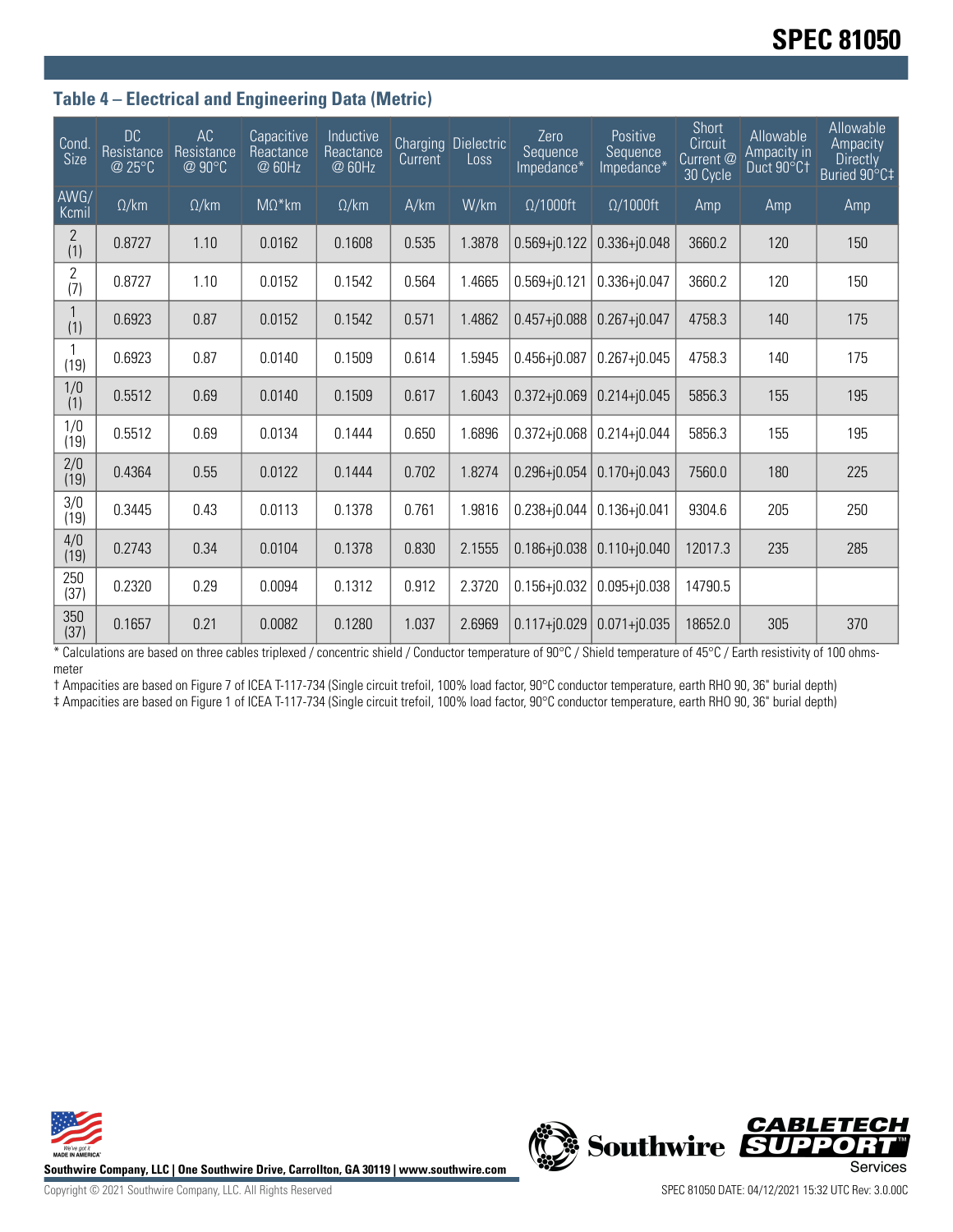### Table 4 – Electrical and Engineering Data (Metric)

| Cond. Size | DC Resistance @ 25°C | AC Resistance @ 90°C | Capacitive Reactance @ 60Hz | Inductive Reactance @ 60Hz | Charging Current | Dielectric Loss | Zero Sequence Impedance* | Positive Sequence Impedance* | Short Circuit Current @ 30 Cycle | Allowable Ampacity in Duct 90°C† | Allowable Ampacity Directly Buried 90°C‡ |
|---|---|---|---|---|---|---|---|---|---|---|---|
| AWG/ Kcmil | Ω/km | Ω/km | MΩ*km | Ω/km | A/km | W/km | Ω/1000ft | Ω/1000ft | Amp | Amp | Amp |
| 2 (1) | 0.8727 | 1.10 | 0.0162 | 0.1608 | 0.535 | 1.3878 | 0.569+j0.122 | 0.336+j0.048 | 3660.2 | 120 | 150 |
| 2 (7) | 0.8727 | 1.10 | 0.0152 | 0.1542 | 0.564 | 1.4665 | 0.569+j0.121 | 0.336+j0.047 | 3660.2 | 120 | 150 |
| 1 (1) | 0.6923 | 0.87 | 0.0152 | 0.1542 | 0.571 | 1.4862 | 0.457+j0.088 | 0.267+j0.047 | 4758.3 | 140 | 175 |
| 1 (19) | 0.6923 | 0.87 | 0.0140 | 0.1509 | 0.614 | 1.5945 | 0.456+j0.087 | 0.267+j0.045 | 4758.3 | 140 | 175 |
| 1/0 (1) | 0.5512 | 0.69 | 0.0140 | 0.1509 | 0.617 | 1.6043 | 0.372+j0.069 | 0.214+j0.045 | 5856.3 | 155 | 195 |
| 1/0 (19) | 0.5512 | 0.69 | 0.0134 | 0.1444 | 0.650 | 1.6896 | 0.372+j0.068 | 0.214+j0.044 | 5856.3 | 155 | 195 |
| 2/0 (19) | 0.4364 | 0.55 | 0.0122 | 0.1444 | 0.702 | 1.8274 | 0.296+j0.054 | 0.170+j0.043 | 7560.0 | 180 | 225 |
| 3/0 (19) | 0.3445 | 0.43 | 0.0113 | 0.1378 | 0.761 | 1.9816 | 0.238+j0.044 | 0.136+j0.041 | 9304.6 | 205 | 250 |
| 4/0 (19) | 0.2743 | 0.34 | 0.0104 | 0.1378 | 0.830 | 2.1555 | 0.186+j0.038 | 0.110+j0.040 | 12017.3 | 235 | 285 |
| 250 (37) | 0.2320 | 0.29 | 0.0094 | 0.1312 | 0.912 | 2.3720 | 0.156+j0.032 | 0.095+j0.038 | 14790.5 | | |
| 350 (37) | 0.1657 | 0.21 | 0.0082 | 0.1280 | 1.037 | 2.6969 | 0.117+j0.029 | 0.071+j0.035 | 18652.0 | 305 | 370 |

\* Calculations are based on three cables triplexed / concentric shield / Conductor temperature of 90°C / Shield temperature of 45°C / Earth resistivity of 100 ohms-meter

† Ampacities are based on Figure 7 of ICEA T-117-734 (Single circuit trefoil, 100% load factor, 90°C conductor temperature, earth RHO 90, 36" burial depth)

‡ Ampacities are based on Figure 1 of ICEA T-117-734 (Single circuit trefoil, 100% load factor, 90°C conductor temperature, earth RHO 90, 36" burial depth)